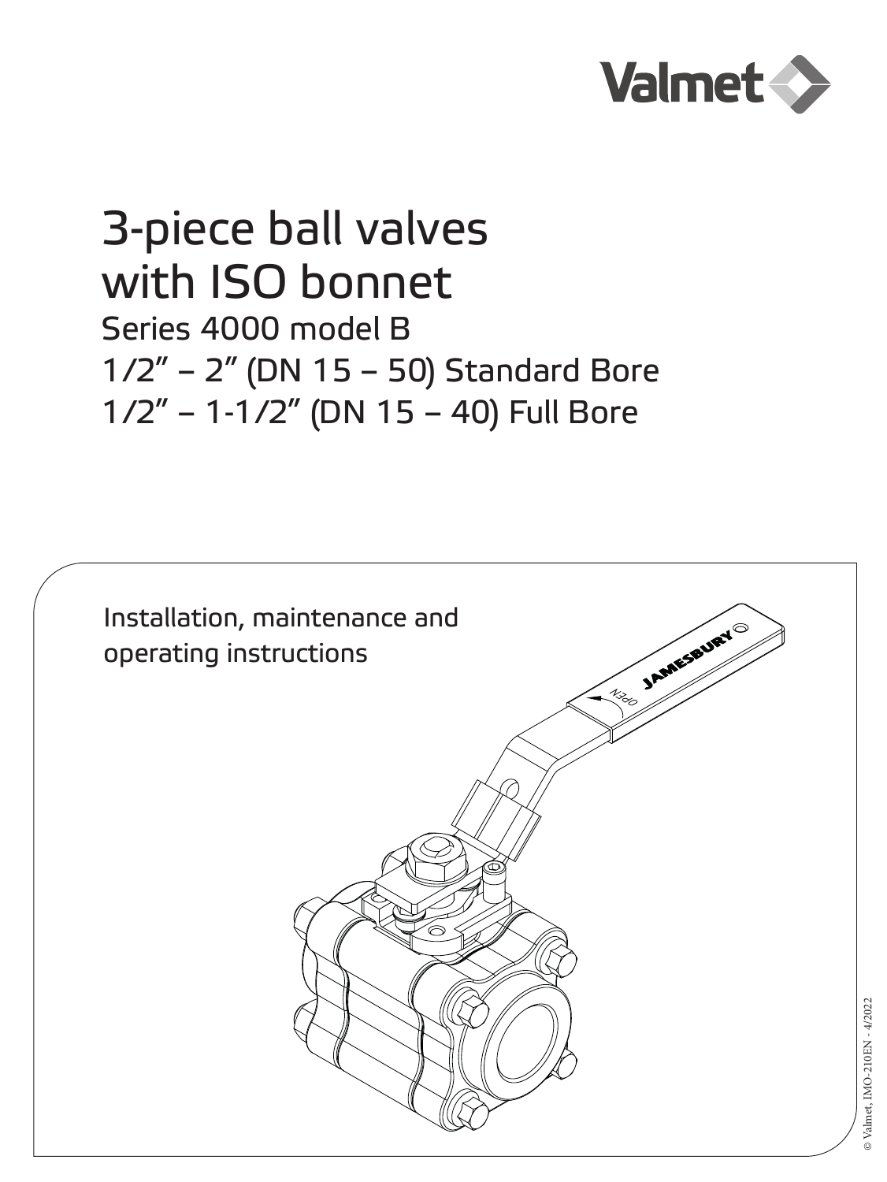Valmet

# 3-piece ball valves with ISO bonnet

## Series 4000 model B

## 1/2" – 2" (DN 15 – 50) Standard Bore

## 1/2" – 1-1/2" (DN 15 – 40) Full Bore

Installation, maintenance and operating instructions

© Valmet, IMO-210EN - 4/2022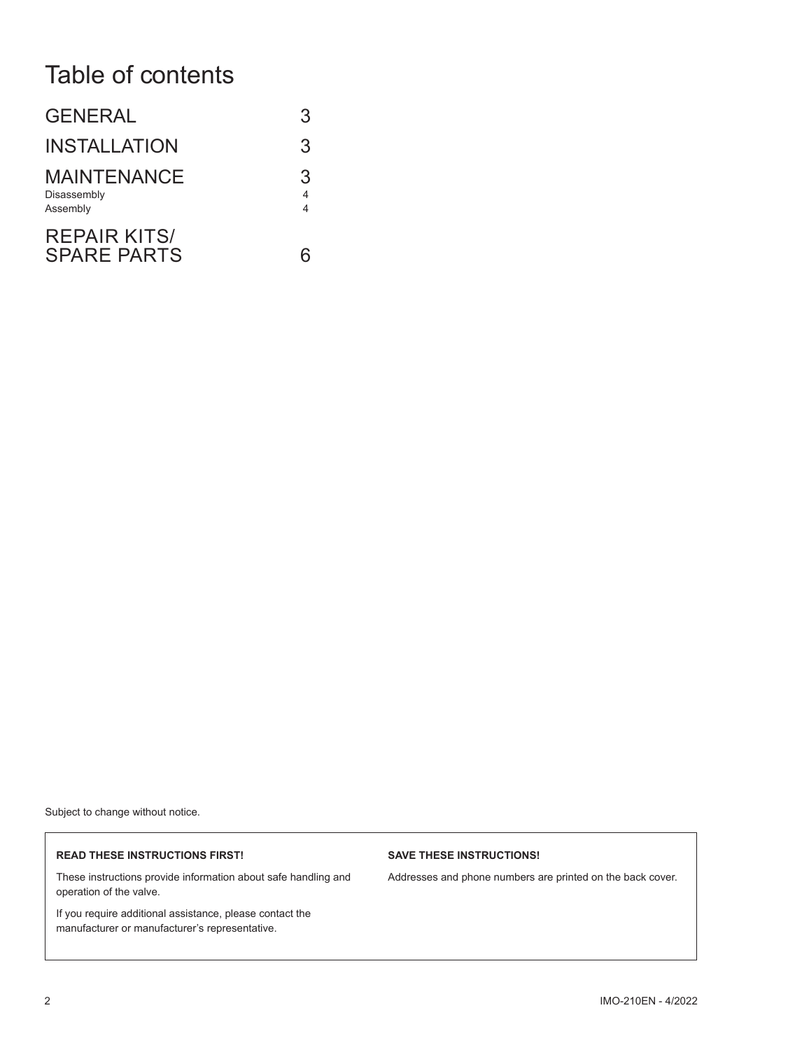# Table of contents

| | |
|---|---|
| GENERAL | 3 |
| INSTALLATION | 3 |
| MAINTENANCE | 3 |
| Disassembly | 4 |
| Assembly | 4 |
| REPAIR KITS/ SPARE PARTS | 6 |

Subject to change without notice.

**READ THESE INSTRUCTIONS FIRST!**

These instructions provide information about safe handling and operation of the valve.

If you require additional assistance, please contact the manufacturer or manufacturer's representative.

**SAVE THESE INSTRUCTIONS!**

Addresses and phone numbers are printed on the back cover.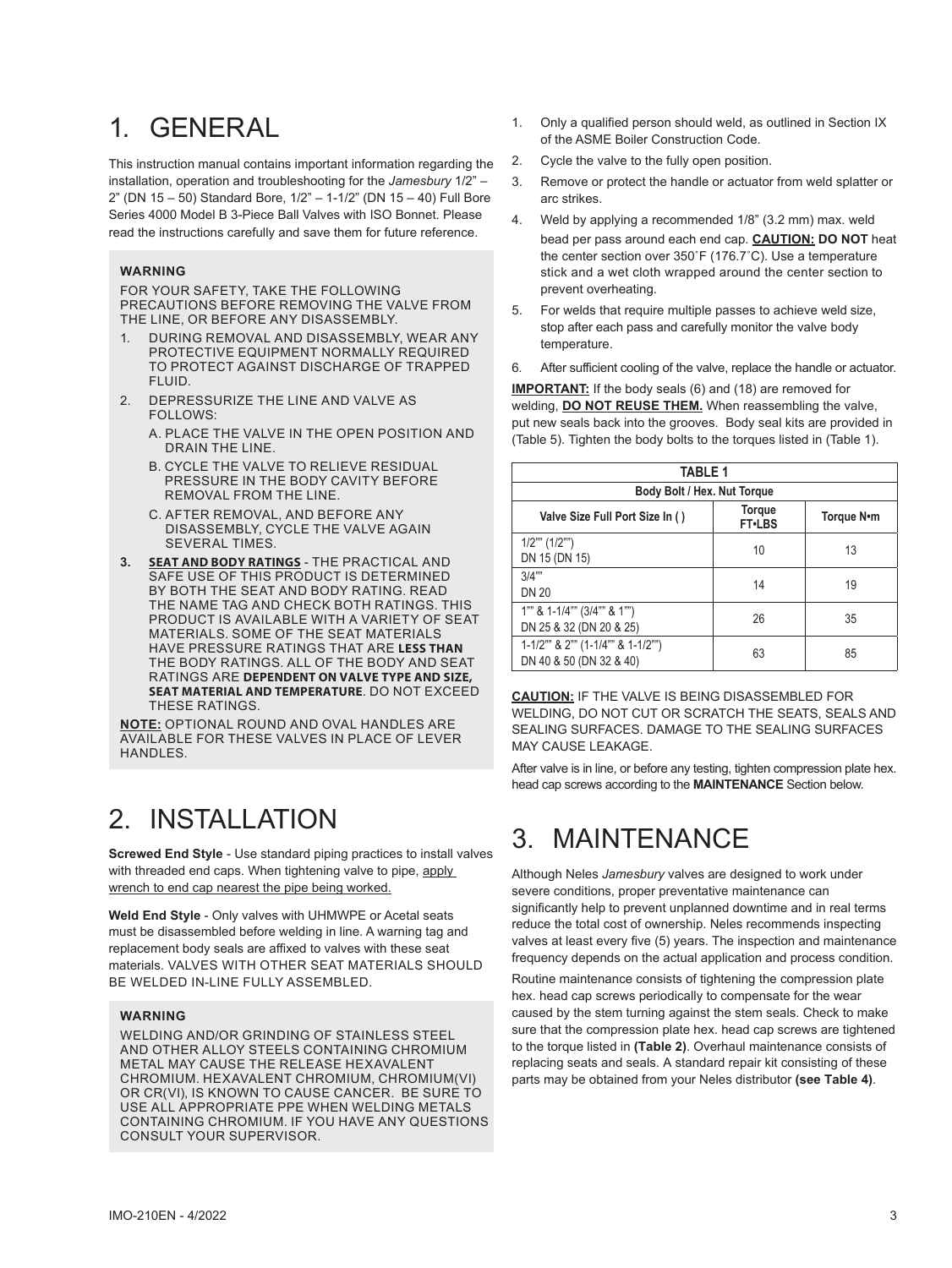# 1. GENERAL

This instruction manual contains important information regarding the installation, operation and troubleshooting for the *Jamesbury* 1/2" – 2" (DN 15 – 50) Standard Bore, 1/2" – 1-1/2" (DN 15 – 40) Full Bore Series 4000 Model B 3-Piece Ball Valves with ISO Bonnet. Please read the instructions carefully and save them for future reference.

**WARNING**

FOR YOUR SAFETY, TAKE THE FOLLOWING PRECAUTIONS BEFORE REMOVING THE VALVE FROM THE LINE, OR BEFORE ANY DISASSEMBLY.

1. DURING REMOVAL AND DISASSEMBLY, WEAR ANY PROTECTIVE EQUIPMENT NORMALLY REQUIRED TO PROTECT AGAINST DISCHARGE OF TRAPPED FLUID.
2. DEPRESSURIZE THE LINE AND VALVE AS FOLLOWS:
   - A. PLACE THE VALVE IN THE OPEN POSITION AND DRAIN THE LINE.
   - B. CYCLE THE VALVE TO RELIEVE RESIDUAL PRESSURE IN THE BODY CAVITY BEFORE REMOVAL FROM THE LINE.
   - C. AFTER REMOVAL, AND BEFORE ANY DISASSEMBLY, CYCLE THE VALVE AGAIN SEVERAL TIMES.
3. **SEAT AND BODY RATINGS** - THE PRACTICAL AND SAFE USE OF THIS PRODUCT IS DETERMINED BY BOTH THE SEAT AND BODY RATING. READ THE NAME TAG AND CHECK BOTH RATINGS. THIS PRODUCT IS AVAILABLE WITH A VARIETY OF SEAT MATERIALS. SOME OF THE SEAT MATERIALS HAVE PRESSURE RATINGS THAT ARE **LESS THAN** THE BODY RATINGS. ALL OF THE BODY AND SEAT RATINGS ARE **DEPENDENT ON VALVE TYPE AND SIZE, SEAT MATERIAL AND TEMPERATURE**. DO NOT EXCEED THESE RATINGS.

**NOTE:** OPTIONAL ROUND AND OVAL HANDLES ARE AVAILABLE FOR THESE VALVES IN PLACE OF LEVER HANDLES.

# 2. INSTALLATION

**Screwed End Style** - Use standard piping practices to install valves with threaded end caps. When tightening valve to pipe, apply wrench to end cap nearest the pipe being worked.

**Weld End Style** - Only valves with UHMWPE or Acetal seats must be disassembled before welding in line. A warning tag and replacement body seals are affixed to valves with these seat materials. VALVES WITH OTHER SEAT MATERIALS SHOULD BE WELDED IN-LINE FULLY ASSEMBLED.

**WARNING**

WELDING AND/OR GRINDING OF STAINLESS STEEL AND OTHER ALLOY STEELS CONTAINING CHROMIUM METAL MAY CAUSE THE RELEASE HEXAVALENT CHROMIUM. HEXAVALENT CHROMIUM, CHROMIUM(VI) OR CR(VI), IS KNOWN TO CAUSE CANCER. BE SURE TO USE ALL APPROPRIATE PPE WHEN WELDING METALS CONTAINING CHROMIUM. IF YOU HAVE ANY QUESTIONS CONSULT YOUR SUPERVISOR.

1. Only a qualified person should weld, as outlined in Section IX of the ASME Boiler Construction Code.
2. Cycle the valve to the fully open position.
3. Remove or protect the handle or actuator from weld splatter or arc strikes.
4. Weld by applying a recommended 1/8" (3.2 mm) max. weld bead per pass around each end cap. **CAUTION: DO NOT** heat the center section over 350˚F (176.7˚C). Use a temperature stick and a wet cloth wrapped around the center section to prevent overheating.
5. For welds that require multiple passes to achieve weld size, stop after each pass and carefully monitor the valve body temperature.
6. After sufficient cooling of the valve, replace the handle or actuator.

**IMPORTANT:** If the body seals (6) and (18) are removed for welding, **DO NOT REUSE THEM.** When reassembling the valve, put new seals back into the grooves. Body seal kits are provided in (Table 5). Tighten the body bolts to the torques listed in (Table 1).

**TABLE 1**

**Body Bolt / Hex. Nut Torque**

| Valve Size Full Port Size In ( ) | Torque FT•LBS | Torque N•m |
|---|---|---|
| 1/2"" (1/2"") DN 15 (DN 15) | 10 | 13 |
| 3/4"" DN 20 | 14 | 19 |
| 1"" & 1-1/4"" (3/4"" & 1"") DN 25 & 32 (DN 20 & 25) | 26 | 35 |
| 1-1/2"" & 2"" (1-1/4"" & 1-1/2"") DN 40 & 50 (DN 32 & 40) | 63 | 85 |

**CAUTION:** IF THE VALVE IS BEING DISASSEMBLED FOR WELDING, DO NOT CUT OR SCRATCH THE SEATS, SEALS AND SEALING SURFACES. DAMAGE TO THE SEALING SURFACES MAY CAUSE LEAKAGE.

After valve is in line, or before any testing, tighten compression plate hex. head cap screws according to the **MAINTENANCE** Section below.

# 3. MAINTENANCE

Although Neles *Jamesbury* valves are designed to work under severe conditions, proper preventative maintenance can significantly help to prevent unplanned downtime and in real terms reduce the total cost of ownership. Neles recommends inspecting valves at least every five (5) years. The inspection and maintenance frequency depends on the actual application and process condition.

Routine maintenance consists of tightening the compression plate hex. head cap screws periodically to compensate for the wear caused by the stem turning against the stem seals. Check to make sure that the compression plate hex. head cap screws are tightened to the torque listed in **(Table 2)**. Overhaul maintenance consists of replacing seats and seals. A standard repair kit consisting of these parts may be obtained from your Neles distributor **(see Table 4)**.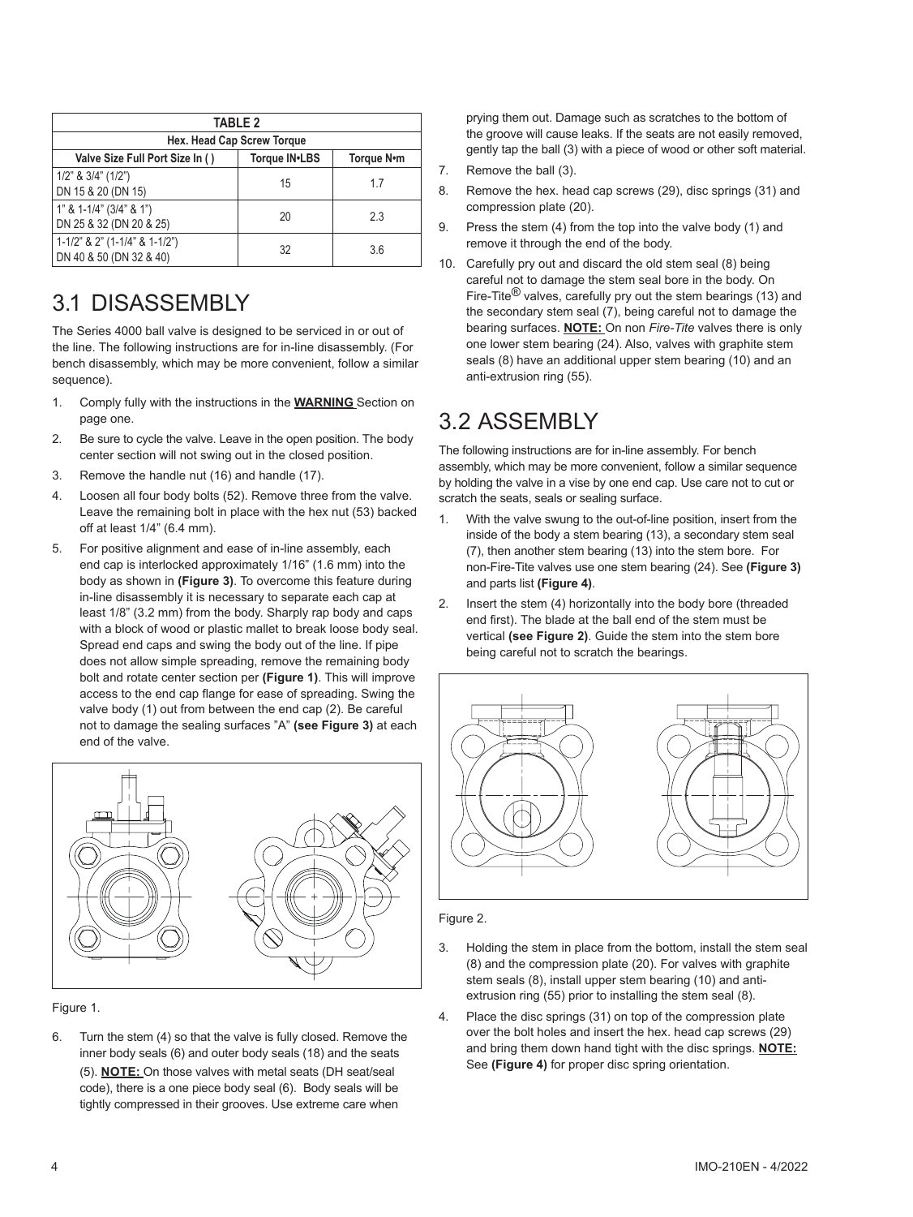| TABLE 2 | | |
|---|---|---|
| Hex. Head Cap Screw Torque | | |
| Valve Size Full Port Size In ( ) | Torque IN•LBS | Torque N•m |
| 1/2" & 3/4" (1/2")<br>DN 15 & 20 (DN 15) | 15 | 1.7 |
| 1" & 1-1/4" (3/4" & 1")<br>DN 25 & 32 (DN 20 & 25) | 20 | 2.3 |
| 1-1/2" & 2" (1-1/4" & 1-1/2")<br>DN 40 & 50 (DN 32 & 40) | 32 | 3.6 |

# 3.1 DISASSEMBLY

The Series 4000 ball valve is designed to be serviced in or out of the line. The following instructions are for in-line disassembly. (For bench disassembly, which may be more convenient, follow a similar sequence).

1. Comply fully with the instructions in the **WARNING** Section on page one.
2. Be sure to cycle the valve. Leave in the open position. The body center section will not swing out in the closed position.
3. Remove the handle nut (16) and handle (17).
4. Loosen all four body bolts (52). Remove three from the valve. Leave the remaining bolt in place with the hex nut (53) backed off at least 1/4" (6.4 mm).
5. For positive alignment and ease of in-line assembly, each end cap is interlocked approximately 1/16" (1.6 mm) into the body as shown in **(Figure 3)**. To overcome this feature during in-line disassembly it is necessary to separate each cap at least 1/8" (3.2 mm) from the body. Sharply rap body and caps with a block of wood or plastic mallet to break loose body seal. Spread end caps and swing the body out of the line. If pipe does not allow simple spreading, remove the remaining body bolt and rotate center section per **(Figure 1)**. This will improve access to the end cap flange for ease of spreading. Swing the valve body (1) out from between the end cap (2). Be careful not to damage the sealing surfaces "A" **(see Figure 3)** at each end of the valve.

Figure 1.

6. Turn the stem (4) so that the valve is fully closed. Remove the inner body seals (6) and outer body seals (18) and the seats (5). **NOTE:** On those valves with metal seats (DH seat/seal code), there is a one piece body seal (6). Body seals will be tightly compressed in their grooves. Use extreme care when prying them out. Damage such as scratches to the bottom of the groove will cause leaks. If the seats are not easily removed, gently tap the ball (3) with a piece of wood or other soft material.
7. Remove the ball (3).
8. Remove the hex. head cap screws (29), disc springs (31) and compression plate (20).
9. Press the stem (4) from the top into the valve body (1) and remove it through the end of the body.
10. Carefully pry out and discard the old stem seal (8) being careful not to damage the stem seal bore in the body. On Fire-Tite® valves, carefully pry out the stem bearings (13) and the secondary stem seal (7), being careful not to damage the bearing surfaces. **NOTE:** On non *Fire-Tite* valves there is only one lower stem bearing (24). Also, valves with graphite stem seals (8) have an additional upper stem bearing (10) and an anti-extrusion ring (55).

# 3.2 ASSEMBLY

The following instructions are for in-line assembly. For bench assembly, which may be more convenient, follow a similar sequence by holding the valve in a vise by one end cap. Use care not to cut or scratch the seats, seals or sealing surface.

1. With the valve swung to the out-of-line position, insert from the inside of the body a stem bearing (13), a secondary stem seal (7), then another stem bearing (13) into the stem bore. For non-Fire-Tite valves use one stem bearing (24). See **(Figure 3)** and parts list **(Figure 4)**.
2. Insert the stem (4) horizontally into the body bore (threaded end first). The blade at the ball end of the stem must be vertical **(see Figure 2)**. Guide the stem into the stem bore being careful not to scratch the bearings.

Figure 2.

3. Holding the stem in place from the bottom, install the stem seal (8) and the compression plate (20). For valves with graphite stem seals (8), install upper stem bearing (10) and anti-extrusion ring (55) prior to installing the stem seal (8).
4. Place the disc springs (31) on top of the compression plate over the bolt holes and insert the hex. head cap screws (29) and bring them down hand tight with the disc springs. **NOTE:** See **(Figure 4)** for proper disc spring orientation.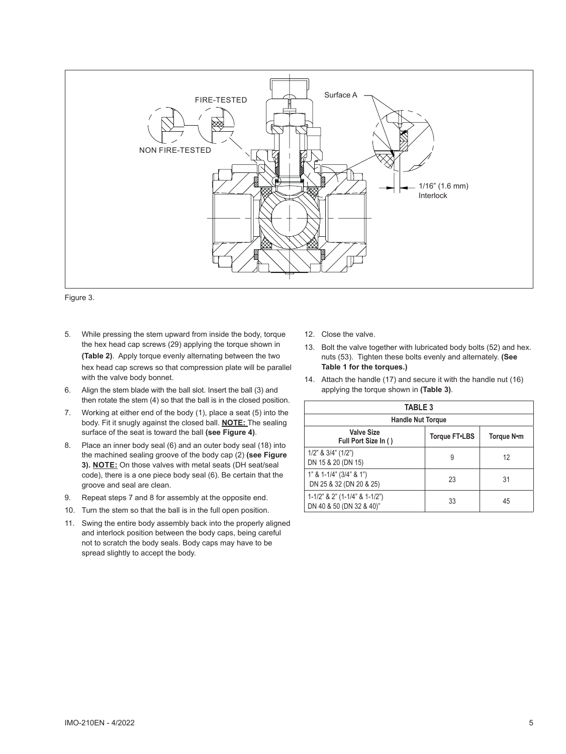FIRE-TESTED

NON FIRE-TESTED

Surface A

1/16" (1.6 mm) Interlock

Figure 3.

5. While pressing the stem upward from inside the body, torque the hex head cap screws (29) applying the torque shown in **(Table 2)**. Apply torque evenly alternating between the two hex head cap screws so that compression plate will be parallel with the valve body bonnet.
6. Align the stem blade with the ball slot. Insert the ball (3) and then rotate the stem (4) so that the ball is in the closed position.
7. Working at either end of the body (1), place a seat (5) into the body. Fit it snugly against the closed ball. **NOTE:** The sealing surface of the seat is toward the ball **(see Figure 4)**.
8. Place an inner body seal (6) and an outer body seal (18) into the machined sealing groove of the body cap (2) **(see Figure 3). NOTE:** On those valves with metal seats (DH seat/seal code), there is a one piece body seal (6). Be certain that the groove and seal are clean.
9. Repeat steps 7 and 8 for assembly at the opposite end.
10. Turn the stem so that the ball is in the full open position.
11. Swing the entire body assembly back into the properly aligned and interlock position between the body caps, being careful not to scratch the body seals. Body caps may have to be spread slightly to accept the body.
12. Close the valve.
13. Bolt the valve together with lubricated body bolts (52) and hex. nuts (53). Tighten these bolts evenly and alternately. **(See Table 1 for the torques.)**
14. Attach the handle (17) and secure it with the handle nut (16) applying the torque shown in **(Table 3)**.

**TABLE 3**

**Handle Nut Torque**

| Valve Size Full Port Size In ( ) | Torque FT•LBS | Torque N•m |
|---|---|---|
| 1/2" & 3/4" (1/2") DN 15 & 20 (DN 15) | 9 | 12 |
| 1" & 1-1/4" (3/4" & 1") DN 25 & 32 (DN 20 & 25) | 23 | 31 |
| 1-1/2" & 2" (1-1/4" & 1-1/2") DN 40 & 50 (DN 32 & 40)" | 33 | 45 |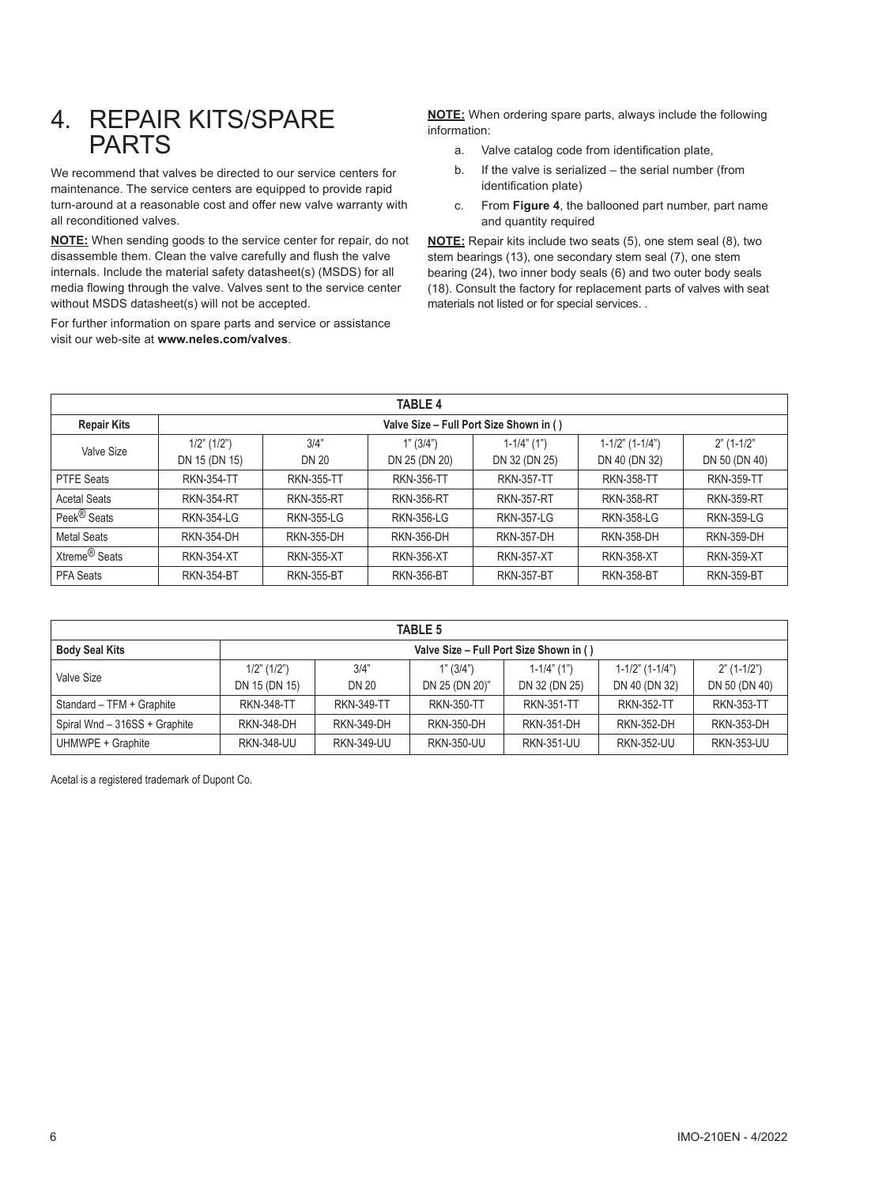# 4. REPAIR KITS/SPARE PARTS

We recommend that valves be directed to our service centers for maintenance. The service centers are equipped to provide rapid turn-around at a reasonable cost and offer new valve warranty with all reconditioned valves.

**NOTE:** When sending goods to the service center for repair, do not disassemble them. Clean the valve carefully and flush the valve internals. Include the material safety datasheet(s) (MSDS) for all media flowing through the valve. Valves sent to the service center without MSDS datasheet(s) will not be accepted.

For further information on spare parts and service or assistance visit our web-site at **www.neles.com/valves**.

**NOTE:** When ordering spare parts, always include the following information:

a. Valve catalog code from identification plate,
b. If the valve is serialized – the serial number (from identification plate)
c. From **Figure 4**, the ballooned part number, part name and quantity required

**NOTE:** Repair kits include two seats (5), one stem seal (8), two stem bearings (13), one secondary stem seal (7), one stem bearing (24), two inner body seals (6) and two outer body seals (18). Consult the factory for replacement parts of valves with seat materials not listed or for special services. .

| TABLE 4 | | | | | | |
|---|---|---|---|---|---|---|
| **Repair Kits** | **Valve Size – Full Port Size Shown in ( )** | | | | | |
| Valve Size | 1/2" (1/2")<br>DN 15 (DN 15) | 3/4"<br>DN 20 | 1" (3/4")<br>DN 25 (DN 20) | 1-1/4" (1")<br>DN 32 (DN 25) | 1-1/2" (1-1/4")<br>DN 40 (DN 32) | 2" (1-1/2"<br>DN 50 (DN 40) |
| PTFE Seats | RKN-354-TT | RKN-355-TT | RKN-356-TT | RKN-357-TT | RKN-358-TT | RKN-359-TT |
| Acetal Seats | RKN-354-RT | RKN-355-RT | RKN-356-RT | RKN-357-RT | RKN-358-RT | RKN-359-RT |
| Peek® Seats | RKN-354-LG | RKN-355-LG | RKN-356-LG | RKN-357-LG | RKN-358-LG | RKN-359-LG |
| Metal Seats | RKN-354-DH | RKN-355-DH | RKN-356-DH | RKN-357-DH | RKN-358-DH | RKN-359-DH |
| Xtreme® Seats | RKN-354-XT | RKN-355-XT | RKN-356-XT | RKN-357-XT | RKN-358-XT | RKN-359-XT |
| PFA Seats | RKN-354-BT | RKN-355-BT | RKN-356-BT | RKN-357-BT | RKN-358-BT | RKN-359-BT |

| TABLE 5 | | | | | | |
|---|---|---|---|---|---|---|
| **Body Seal Kits** | **Valve Size – Full Port Size Shown in ( )** | | | | | |
| Valve Size | 1/2" (1/2")<br>DN 15 (DN 15) | 3/4"<br>DN 20 | 1" (3/4")<br>DN 25 (DN 20)" | 1-1/4" (1")<br>DN 32 (DN 25) | 1-1/2" (1-1/4")<br>DN 40 (DN 32) | 2" (1-1/2")<br>DN 50 (DN 40) |
| Standard – TFM + Graphite | RKN-348-TT | RKN-349-TT | RKN-350-TT | RKN-351-TT | RKN-352-TT | RKN-353-TT |
| Spiral Wnd – 316SS + Graphite | RKN-348-DH | RKN-349-DH | RKN-350-DH | RKN-351-DH | RKN-352-DH | RKN-353-DH |
| UHMWPE + Graphite | RKN-348-UU | RKN-349-UU | RKN-350-UU | RKN-351-UU | RKN-352-UU | RKN-353-UU |

Acetal is a registered trademark of Dupont Co.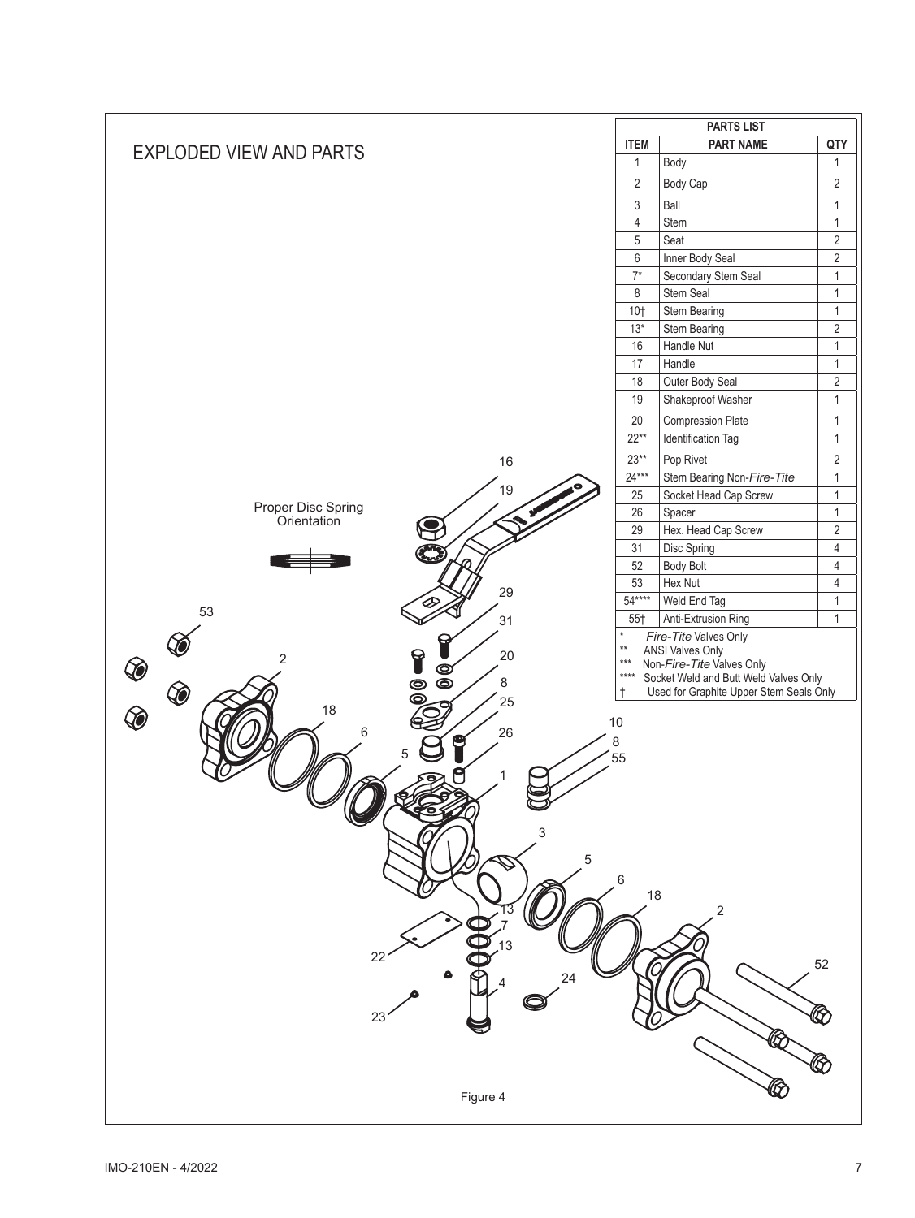# EXPLODED VIEW AND PARTS

| PARTS LIST | | |
|---|---|---|
| ITEM | PART NAME | QTY |
| 1 | Body | 1 |
| 2 | Body Cap | 2 |
| 3 | Ball | 1 |
| 4 | Stem | 1 |
| 5 | Seat | 2 |
| 6 | Inner Body Seal | 2 |
| 7* | Secondary Stem Seal | 1 |
| 8 | Stem Seal | 1 |
| 10† | Stem Bearing | 1 |
| 13* | Stem Bearing | 2 |
| 16 | Handle Nut | 1 |
| 17 | Handle | 1 |
| 18 | Outer Body Seal | 2 |
| 19 | Shakeproof Washer | 1 |
| 20 | Compression Plate | 1 |
| 22** | Identification Tag | 1 |
| 23** | Pop Rivet | 2 |
| 24*** | Stem Bearing Non-*Fire-Tite* | 1 |
| 25 | Socket Head Cap Screw | 1 |
| 26 | Spacer | 1 |
| 29 | Hex. Head Cap Screw | 2 |
| 31 | Disc Spring | 4 |
| 52 | Body Bolt | 4 |
| 53 | Hex Nut | 4 |
| 54**** | Weld End Tag | 1 |
| 55† | Anti-Extrusion Ring | 1 |

\* *Fire-Tite* Valves Only
\*\* ANSI Valves Only
\*\*\* Non-*Fire-Tite* Valves Only
\*\*\*\* Socket Weld and Butt Weld Valves Only
† Used for Graphite Upper Stem Seals Only

Proper Disc Spring Orientation

Figure 4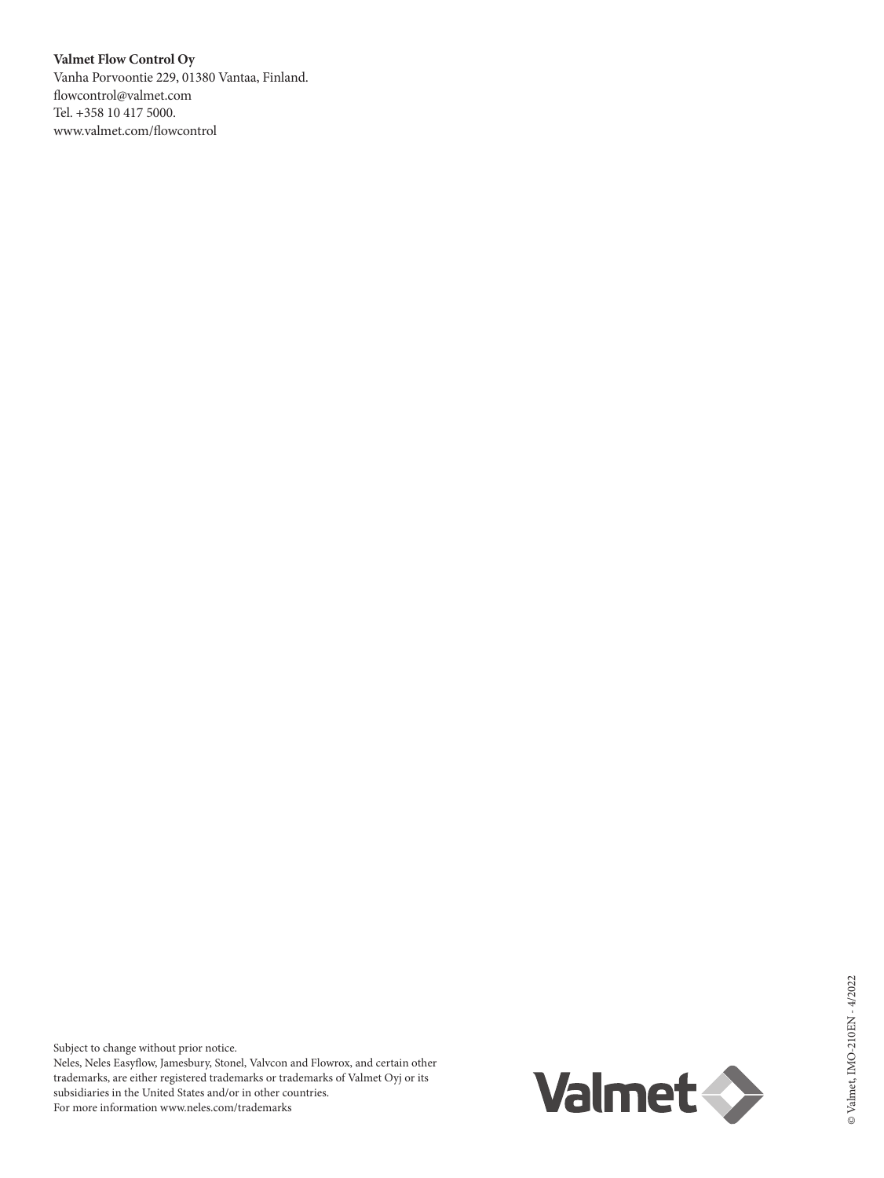**Valmet Flow Control Oy**
Vanha Porvoontie 229, 01380 Vantaa, Finland.
flowcontrol@valmet.com
Tel. +358 10 417 5000.
www.valmet.com/flowcontrol

Subject to change without prior notice.
Neles, Neles Easyflow, Jamesbury, Stonel, Valvcon and Flowrox, and certain other trademarks, are either registered trademarks or trademarks of Valmet Oyj or its subsidiaries in the United States and/or in other countries.
For more information www.neles.com/trademarks

© Valmet, IMO-210EN - 4/2022